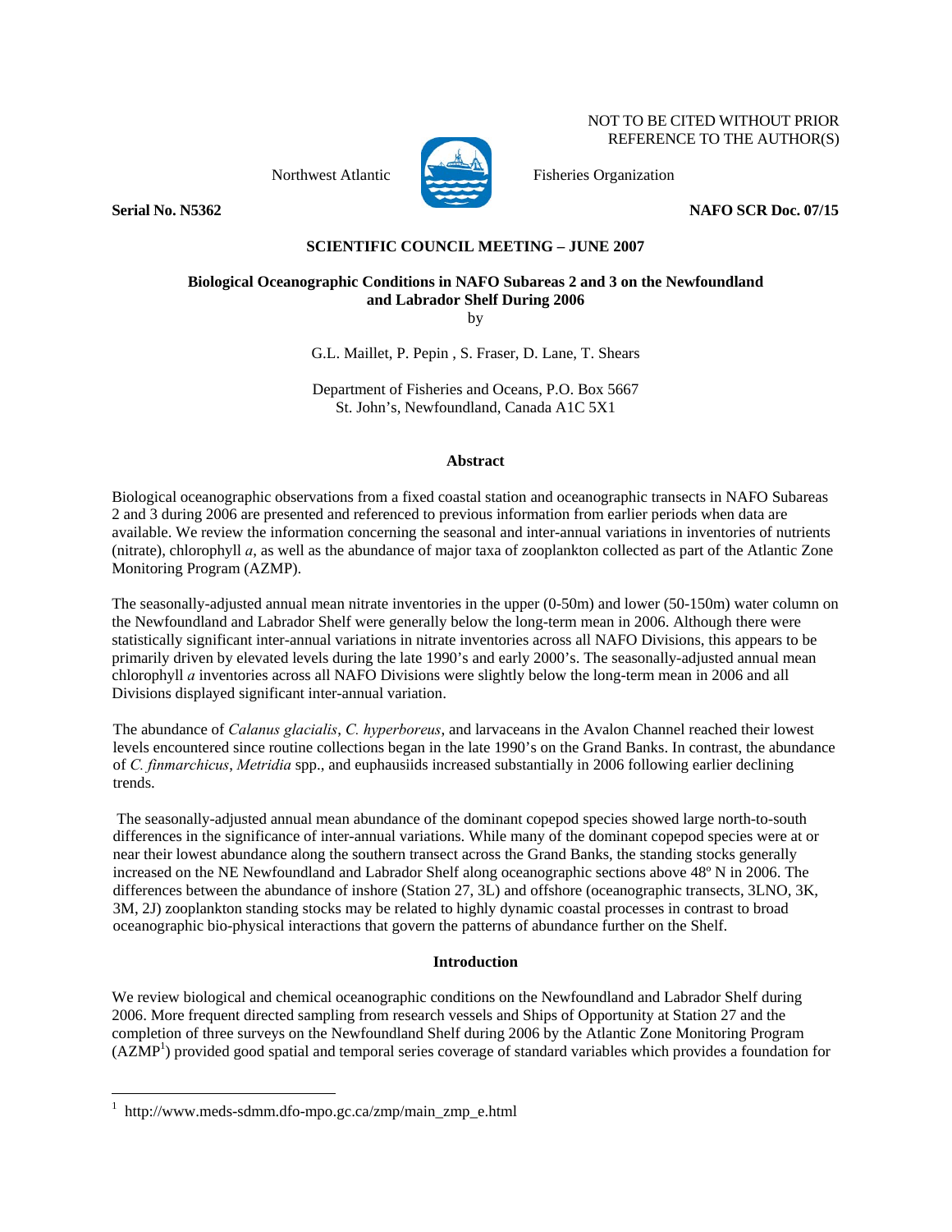NOT TO BE CITED WITHOUT PRIOR
REFERENCE TO THE AUTHOR(S)

Northwest Atlantic Fisheries Organization

**Serial No. N5362** **NAFO SCR Doc. 07/15**

**SCIENTIFIC COUNCIL MEETING – JUNE 2007**

# Biological Oceanographic Conditions in NAFO Subareas 2 and 3 on the Newfoundland and Labrador Shelf During 2006

by

G.L. Maillet, P. Pepin , S. Fraser, D. Lane, T. Shears

Department of Fisheries and Oceans, P.O. Box 5667
St. John's, Newfoundland, Canada A1C 5X1

## Abstract

Biological oceanographic observations from a fixed coastal station and oceanographic transects in NAFO Subareas 2 and 3 during 2006 are presented and referenced to previous information from earlier periods when data are available. We review the information concerning the seasonal and inter-annual variations in inventories of nutrients (nitrate), chlorophyll *a*, as well as the abundance of major taxa of zooplankton collected as part of the Atlantic Zone Monitoring Program (AZMP).

The seasonally-adjusted annual mean nitrate inventories in the upper (0-50m) and lower (50-150m) water column on the Newfoundland and Labrador Shelf were generally below the long-term mean in 2006. Although there were statistically significant inter-annual variations in nitrate inventories across all NAFO Divisions, this appears to be primarily driven by elevated levels during the late 1990's and early 2000's. The seasonally-adjusted annual mean chlorophyll *a* inventories across all NAFO Divisions were slightly below the long-term mean in 2006 and all Divisions displayed significant inter-annual variation.

The abundance of *Calanus glacialis*, *C. hyperboreus*, and larvaceans in the Avalon Channel reached their lowest levels encountered since routine collections began in the late 1990's on the Grand Banks. In contrast, the abundance of *C. finmarchicus*, *Metridia* spp., and euphausiids increased substantially in 2006 following earlier declining trends.

The seasonally-adjusted annual mean abundance of the dominant copepod species showed large north-to-south differences in the significance of inter-annual variations. While many of the dominant copepod species were at or near their lowest abundance along the southern transect across the Grand Banks, the standing stocks generally increased on the NE Newfoundland and Labrador Shelf along oceanographic sections above 48º N in 2006. The differences between the abundance of inshore (Station 27, 3L) and offshore (oceanographic transects, 3LNO, 3K, 3M, 2J) zooplankton standing stocks may be related to highly dynamic coastal processes in contrast to broad oceanographic bio-physical interactions that govern the patterns of abundance further on the Shelf.

## Introduction

We review biological and chemical oceanographic conditions on the Newfoundland and Labrador Shelf during 2006. More frequent directed sampling from research vessels and Ships of Opportunity at Station 27 and the completion of three surveys on the Newfoundland Shelf during 2006 by the Atlantic Zone Monitoring Program (AZMP[1]) provided good spatial and temporal series coverage of standard variables which provides a foundation for

[1] http://www.meds-sdmm.dfo-mpo.gc.ca/zmp/main_zmp_e.html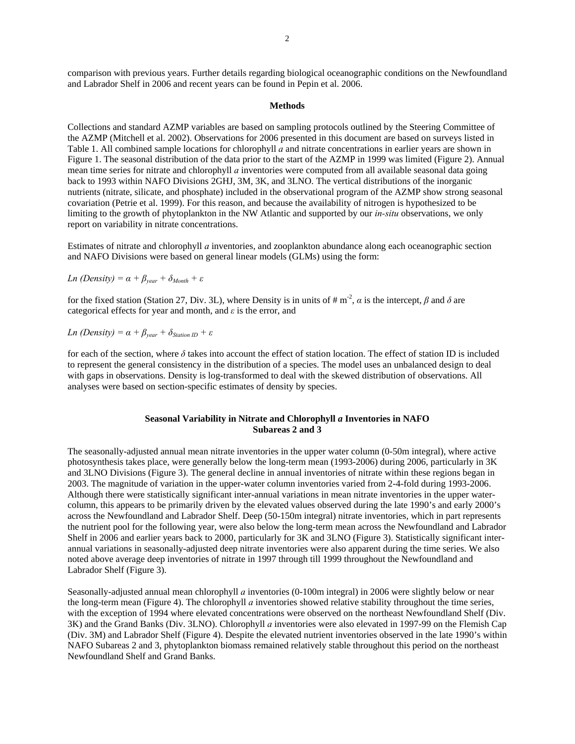comparison with previous years. Further details regarding biological oceanographic conditions on the Newfoundland and Labrador Shelf in 2006 and recent years can be found in Pepin et al. 2006.

## Methods

Collections and standard AZMP variables are based on sampling protocols outlined by the Steering Committee of the AZMP (Mitchell et al. 2002). Observations for 2006 presented in this document are based on surveys listed in Table 1. All combined sample locations for chlorophyll *a* and nitrate concentrations in earlier years are shown in Figure 1. The seasonal distribution of the data prior to the start of the AZMP in 1999 was limited (Figure 2). Annual mean time series for nitrate and chlorophyll *a* inventories were computed from all available seasonal data going back to 1993 within NAFO Divisions 2GHJ, 3M, 3K, and 3LNO. The vertical distributions of the inorganic nutrients (nitrate, silicate, and phosphate) included in the observational program of the AZMP show strong seasonal covariation (Petrie et al. 1999). For this reason, and because the availability of nitrogen is hypothesized to be limiting to the growth of phytoplankton in the NW Atlantic and supported by our *in-situ* observations, we only report on variability in nitrate concentrations.

Estimates of nitrate and chlorophyll *a* inventories, and zooplankton abundance along each oceanographic section and NAFO Divisions were based on general linear models (GLMs) using the form:

$$Ln\ (Density) = \alpha + \beta_{year} + \delta_{Month} + \varepsilon$$

for the fixed station (Station 27, Div. 3L), where Density is in units of # $m^{-2}$, $\alpha$ is the intercept, $\beta$ and $\delta$ are categorical effects for year and month, and $\varepsilon$ is the error, and

$$Ln\ (Density) = \alpha + \beta_{year} + \delta_{Station\ ID} + \varepsilon$$

for each of the section, where $\delta$ takes into account the effect of station location. The effect of station ID is included to represent the general consistency in the distribution of a species. The model uses an unbalanced design to deal with gaps in observations. Density is log-transformed to deal with the skewed distribution of observations. All analyses were based on section-specific estimates of density by species.

## Seasonal Variability in Nitrate and Chlorophyll *a* Inventories in NAFO Subareas 2 and 3

The seasonally-adjusted annual mean nitrate inventories in the upper water column (0-50m integral), where active photosynthesis takes place, were generally below the long-term mean (1993-2006) during 2006, particularly in 3K and 3LNO Divisions (Figure 3). The general decline in annual inventories of nitrate within these regions began in 2003. The magnitude of variation in the upper-water column inventories varied from 2-4-fold during 1993-2006. Although there were statistically significant inter-annual variations in mean nitrate inventories in the upper water-column, this appears to be primarily driven by the elevated values observed during the late 1990's and early 2000's across the Newfoundland and Labrador Shelf. Deep (50-150m integral) nitrate inventories, which in part represents the nutrient pool for the following year, were also below the long-term mean across the Newfoundland and Labrador Shelf in 2006 and earlier years back to 2000, particularly for 3K and 3LNO (Figure 3). Statistically significant inter-annual variations in seasonally-adjusted deep nitrate inventories were also apparent during the time series. We also noted above average deep inventories of nitrate in 1997 through till 1999 throughout the Newfoundland and Labrador Shelf (Figure 3).

Seasonally-adjusted annual mean chlorophyll *a* inventories (0-100m integral) in 2006 were slightly below or near the long-term mean (Figure 4). The chlorophyll *a* inventories showed relative stability throughout the time series, with the exception of 1994 where elevated concentrations were observed on the northeast Newfoundland Shelf (Div. 3K) and the Grand Banks (Div. 3LNO). Chlorophyll *a* inventories were also elevated in 1997-99 on the Flemish Cap (Div. 3M) and Labrador Shelf (Figure 4). Despite the elevated nutrient inventories observed in the late 1990's within NAFO Subareas 2 and 3, phytoplankton biomass remained relatively stable throughout this period on the northeast Newfoundland Shelf and Grand Banks.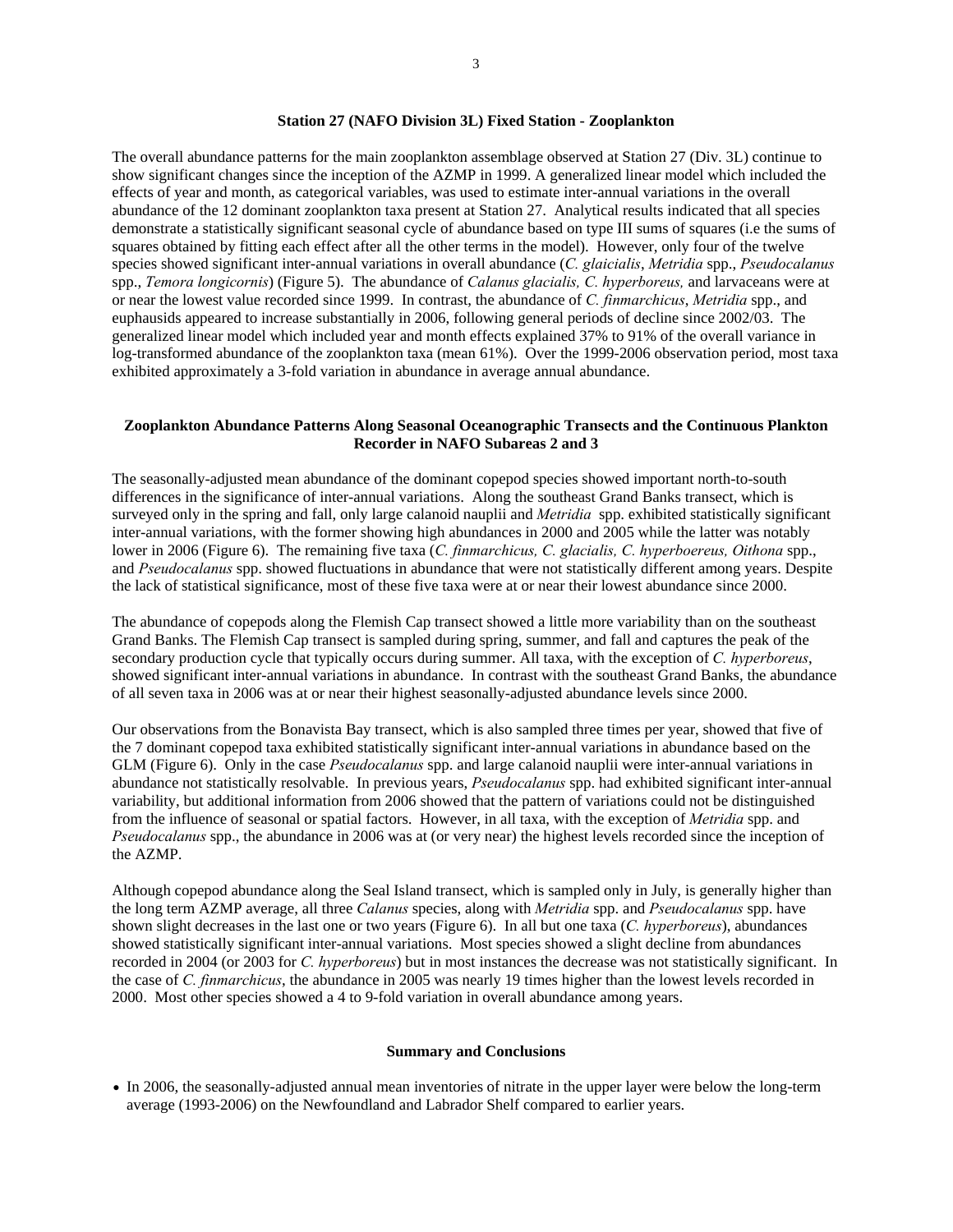### Station 27 (NAFO Division 3L) Fixed Station - Zooplankton

The overall abundance patterns for the main zooplankton assemblage observed at Station 27 (Div. 3L) continue to show significant changes since the inception of the AZMP in 1999. A generalized linear model which included the effects of year and month, as categorical variables, was used to estimate inter-annual variations in the overall abundance of the 12 dominant zooplankton taxa present at Station 27. Analytical results indicated that all species demonstrate a statistically significant seasonal cycle of abundance based on type III sums of squares (i.e the sums of squares obtained by fitting each effect after all the other terms in the model). However, only four of the twelve species showed significant inter-annual variations in overall abundance (*C. glaicialis*, *Metridia* spp., *Pseudocalanus* spp., *Temora longicornis*) (Figure 5). The abundance of *Calanus glacialis, C. hyperboreus,* and larvaceans were at or near the lowest value recorded since 1999. In contrast, the abundance of *C. finmarchicus*, *Metridia* spp., and euphausids appeared to increase substantially in 2006, following general periods of decline since 2002/03. The generalized linear model which included year and month effects explained 37% to 91% of the overall variance in log-transformed abundance of the zooplankton taxa (mean 61%). Over the 1999-2006 observation period, most taxa exhibited approximately a 3-fold variation in abundance in average annual abundance.

### Zooplankton Abundance Patterns Along Seasonal Oceanographic Transects and the Continuous Plankton Recorder in NAFO Subareas 2 and 3

The seasonally-adjusted mean abundance of the dominant copepod species showed important north-to-south differences in the significance of inter-annual variations. Along the southeast Grand Banks transect, which is surveyed only in the spring and fall, only large calanoid nauplii and *Metridia* spp. exhibited statistically significant inter-annual variations, with the former showing high abundances in 2000 and 2005 while the latter was notably lower in 2006 (Figure 6). The remaining five taxa (*C. finmarchicus, C. glacialis, C. hyperboereus, Oithona* spp., and *Pseudocalanus* spp. showed fluctuations in abundance that were not statistically different among years. Despite the lack of statistical significance, most of these five taxa were at or near their lowest abundance since 2000.

The abundance of copepods along the Flemish Cap transect showed a little more variability than on the southeast Grand Banks. The Flemish Cap transect is sampled during spring, summer, and fall and captures the peak of the secondary production cycle that typically occurs during summer. All taxa, with the exception of *C. hyperboreus*, showed significant inter-annual variations in abundance. In contrast with the southeast Grand Banks, the abundance of all seven taxa in 2006 was at or near their highest seasonally-adjusted abundance levels since 2000.

Our observations from the Bonavista Bay transect, which is also sampled three times per year, showed that five of the 7 dominant copepod taxa exhibited statistically significant inter-annual variations in abundance based on the GLM (Figure 6). Only in the case *Pseudocalanus* spp. and large calanoid nauplii were inter-annual variations in abundance not statistically resolvable. In previous years, *Pseudocalanus* spp. had exhibited significant inter-annual variability, but additional information from 2006 showed that the pattern of variations could not be distinguished from the influence of seasonal or spatial factors. However, in all taxa, with the exception of *Metridia* spp. and *Pseudocalanus* spp., the abundance in 2006 was at (or very near) the highest levels recorded since the inception of the AZMP.

Although copepod abundance along the Seal Island transect, which is sampled only in July, is generally higher than the long term AZMP average, all three *Calanus* species, along with *Metridia* spp. and *Pseudocalanus* spp. have shown slight decreases in the last one or two years (Figure 6). In all but one taxa (*C. hyperboreus*), abundances showed statistically significant inter-annual variations. Most species showed a slight decline from abundances recorded in 2004 (or 2003 for *C. hyperboreus*) but in most instances the decrease was not statistically significant. In the case of *C. finmarchicus*, the abundance in 2005 was nearly 19 times higher than the lowest levels recorded in 2000. Most other species showed a 4 to 9-fold variation in overall abundance among years.

### Summary and Conclusions

- In 2006, the seasonally-adjusted annual mean inventories of nitrate in the upper layer were below the long-term average (1993-2006) on the Newfoundland and Labrador Shelf compared to earlier years.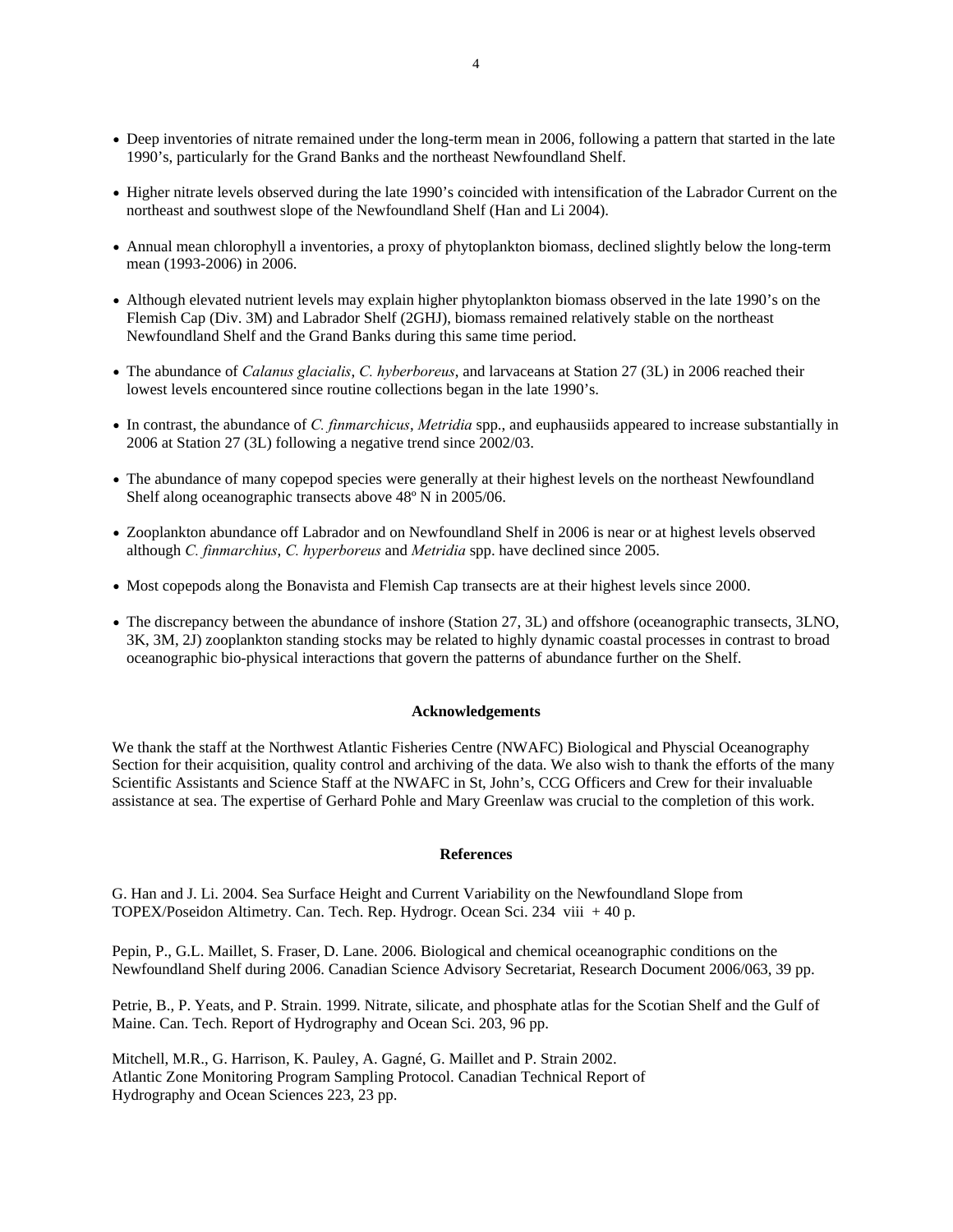- Deep inventories of nitrate remained under the long-term mean in 2006, following a pattern that started in the late 1990's, particularly for the Grand Banks and the northeast Newfoundland Shelf.

- Higher nitrate levels observed during the late 1990's coincided with intensification of the Labrador Current on the northeast and southwest slope of the Newfoundland Shelf (Han and Li 2004).

- Annual mean chlorophyll a inventories, a proxy of phytoplankton biomass, declined slightly below the long-term mean (1993-2006) in 2006.

- Although elevated nutrient levels may explain higher phytoplankton biomass observed in the late 1990's on the Flemish Cap (Div. 3M) and Labrador Shelf (2GHJ), biomass remained relatively stable on the northeast Newfoundland Shelf and the Grand Banks during this same time period.

- The abundance of *Calanus glacialis*, *C. hyberboreus*, and larvaceans at Station 27 (3L) in 2006 reached their lowest levels encountered since routine collections began in the late 1990's.

- In contrast, the abundance of *C. finmarchicus*, *Metridia* spp., and euphausiids appeared to increase substantially in 2006 at Station 27 (3L) following a negative trend since 2002/03.

- The abundance of many copepod species were generally at their highest levels on the northeast Newfoundland Shelf along oceanographic transects above 48º N in 2005/06.

- Zooplankton abundance off Labrador and on Newfoundland Shelf in 2006 is near or at highest levels observed although *C. finmarchius*, *C. hyperboreus* and *Metridia* spp. have declined since 2005.

- Most copepods along the Bonavista and Flemish Cap transects are at their highest levels since 2000.

- The discrepancy between the abundance of inshore (Station 27, 3L) and offshore (oceanographic transects, 3LNO, 3K, 3M, 2J) zooplankton standing stocks may be related to highly dynamic coastal processes in contrast to broad oceanographic bio-physical interactions that govern the patterns of abundance further on the Shelf.

**Acknowledgements**

We thank the staff at the Northwest Atlantic Fisheries Centre (NWAFC) Biological and Physcial Oceanography Section for their acquisition, quality control and archiving of the data. We also wish to thank the efforts of the many Scientific Assistants and Science Staff at the NWAFC in St, John's, CCG Officers and Crew for their invaluable assistance at sea. The expertise of Gerhard Pohle and Mary Greenlaw was crucial to the completion of this work.

**References**

G. Han and J. Li. 2004. Sea Surface Height and Current Variability on the Newfoundland Slope from TOPEX/Poseidon Altimetry. Can. Tech. Rep. Hydrogr. Ocean Sci. 234 viii + 40 p.

Pepin, P., G.L. Maillet, S. Fraser, D. Lane. 2006. Biological and chemical oceanographic conditions on the Newfoundland Shelf during 2006. Canadian Science Advisory Secretariat, Research Document 2006/063, 39 pp.

Petrie, B., P. Yeats, and P. Strain. 1999. Nitrate, silicate, and phosphate atlas for the Scotian Shelf and the Gulf of Maine. Can. Tech. Report of Hydrography and Ocean Sci. 203, 96 pp.

Mitchell, M.R., G. Harrison, K. Pauley, A. Gagné, G. Maillet and P. Strain 2002. Atlantic Zone Monitoring Program Sampling Protocol. Canadian Technical Report of Hydrography and Ocean Sciences 223, 23 pp.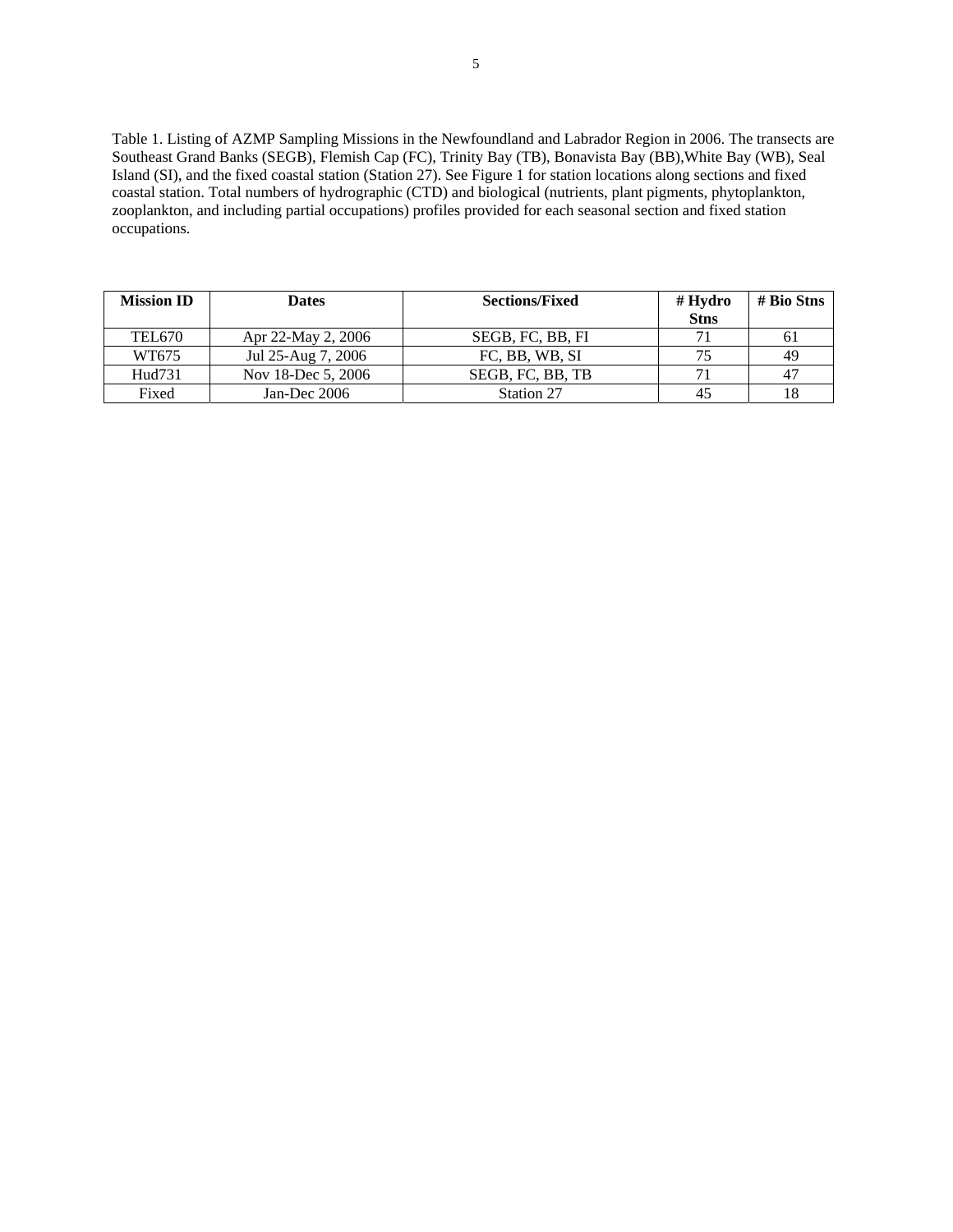Table 1. Listing of AZMP Sampling Missions in the Newfoundland and Labrador Region in 2006. The transects are Southeast Grand Banks (SEGB), Flemish Cap (FC), Trinity Bay (TB), Bonavista Bay (BB),White Bay (WB), Seal Island (SI), and the fixed coastal station (Station 27). See Figure 1 for station locations along sections and fixed coastal station. Total numbers of hydrographic (CTD) and biological (nutrients, plant pigments, phytoplankton, zooplankton, and including partial occupations) profiles provided for each seasonal section and fixed station occupations.

| Mission ID | Dates | Sections/Fixed | # Hydro Stns | # Bio Stns |
|---|---|---|---|---|
| TEL670 | Apr 22-May 2, 2006 | SEGB, FC, BB, FI | 71 | 61 |
| WT675 | Jul 25-Aug 7, 2006 | FC, BB, WB, SI | 75 | 49 |
| Hud731 | Nov 18-Dec 5, 2006 | SEGB, FC, BB, TB | 71 | 47 |
| Fixed | Jan-Dec 2006 | Station 27 | 45 | 18 |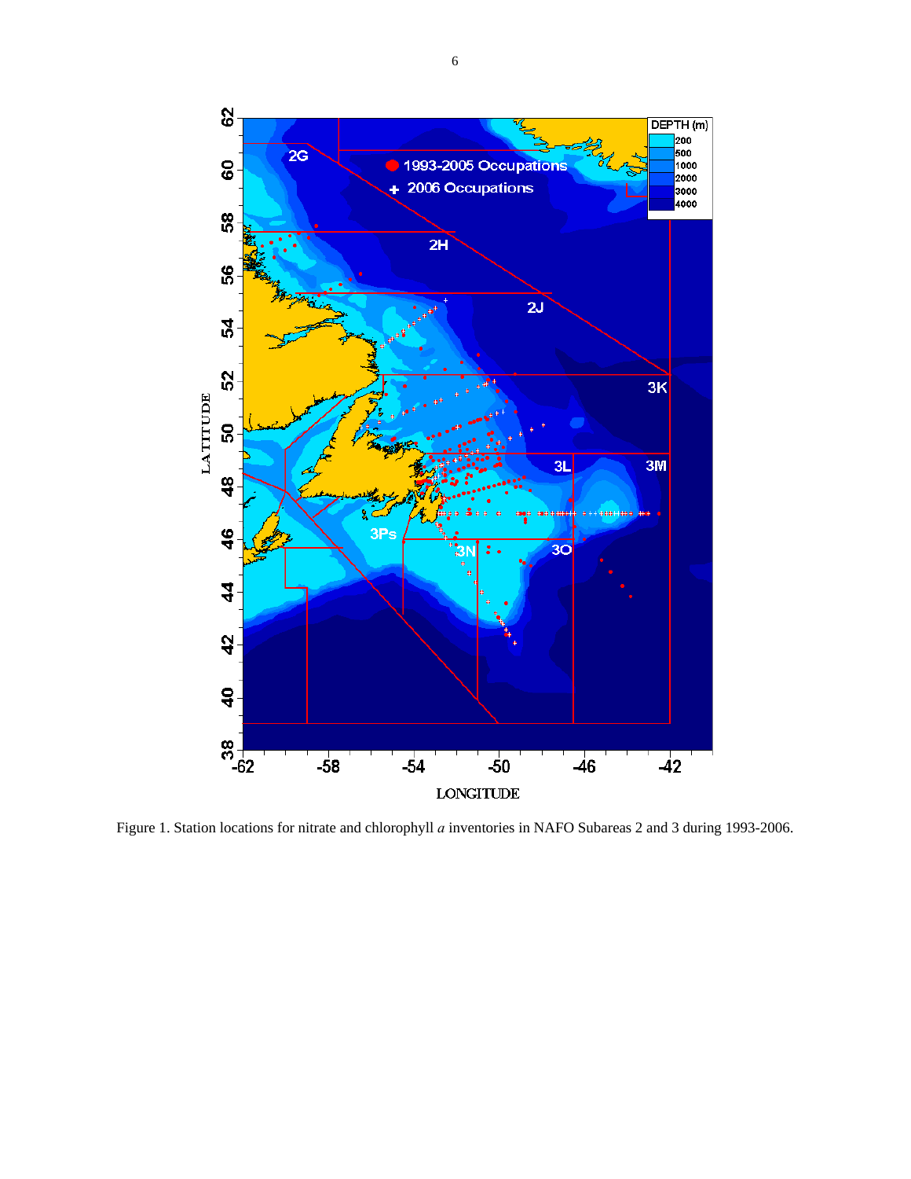Figure 1. Station locations for nitrate and chlorophyll *a* inventories in NAFO Subareas 2 and 3 during 1993-2006.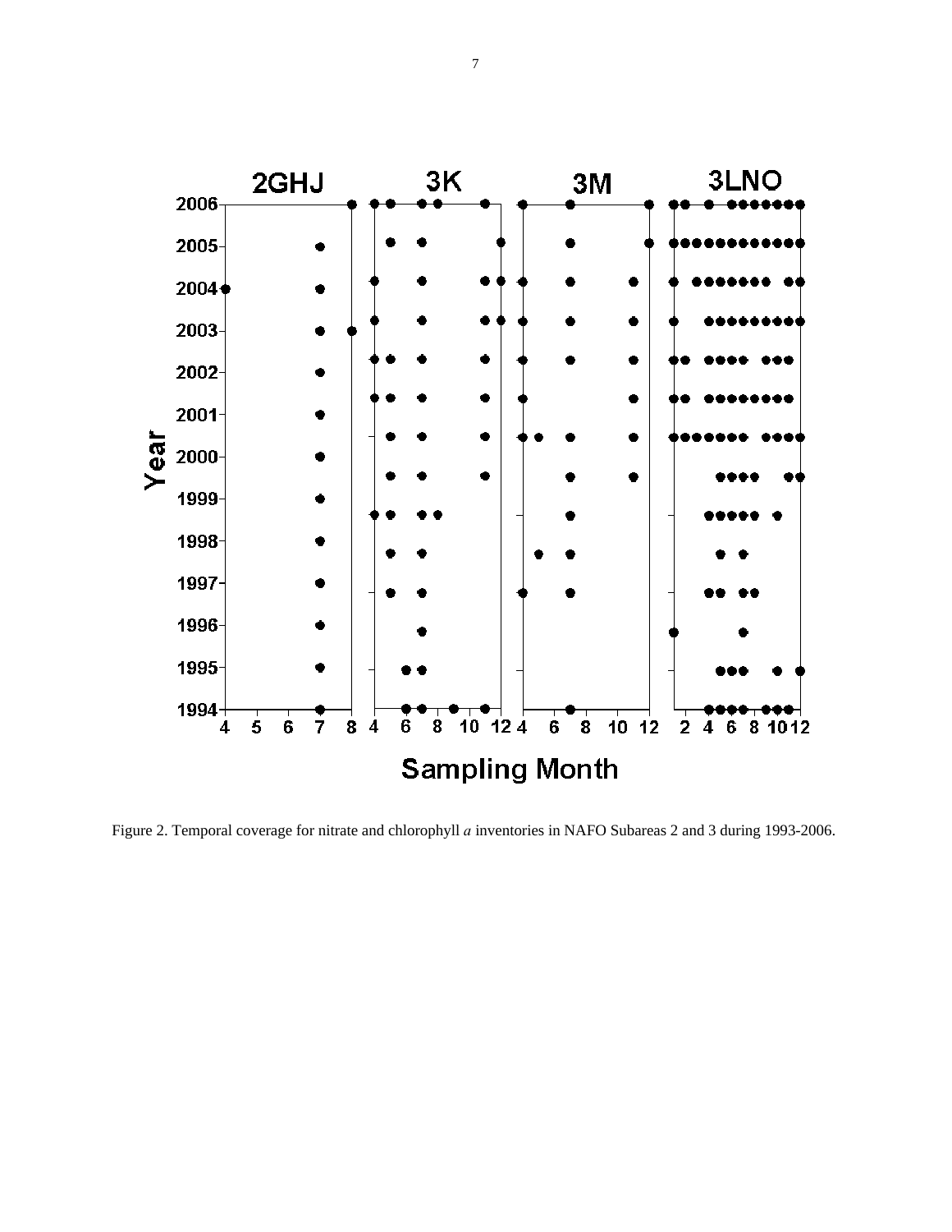Figure 2. Temporal coverage for nitrate and chlorophyll *a* inventories in NAFO Subareas 2 and 3 during 1993-2006.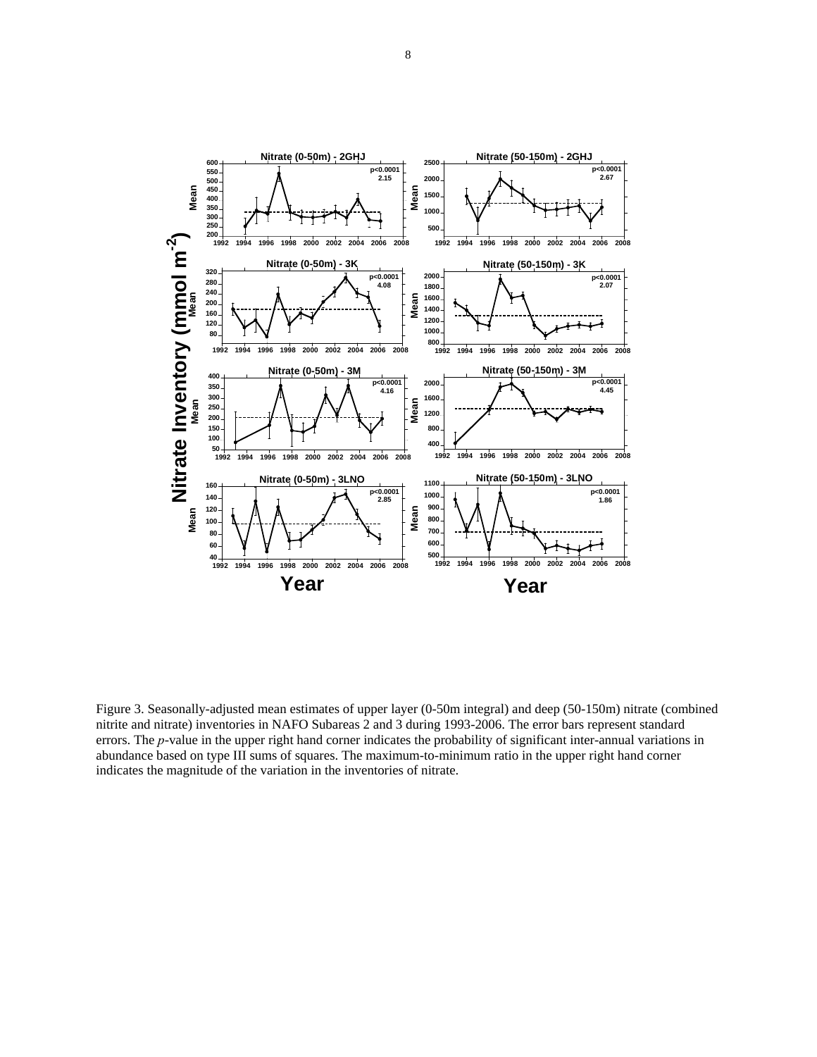Figure 3. Seasonally-adjusted mean estimates of upper layer (0-50m integral) and deep (50-150m) nitrate (combined nitrite and nitrate) inventories in NAFO Subareas 2 and 3 during 1993-2006. The error bars represent standard errors. The *p*-value in the upper right hand corner indicates the probability of significant inter-annual variations in abundance based on type III sums of squares. The maximum-to-minimum ratio in the upper right hand corner indicates the magnitude of the variation in the inventories of nitrate.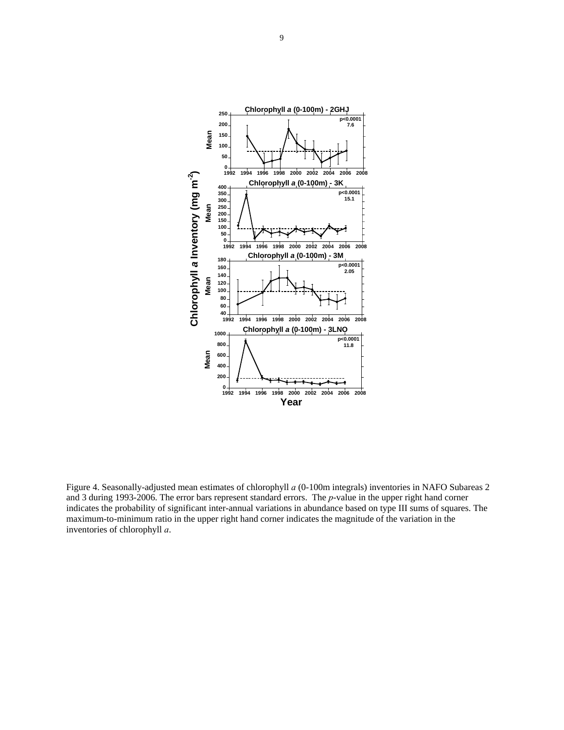Figure 4. Seasonally-adjusted mean estimates of chlorophyll *a* (0-100m integrals) inventories in NAFO Subareas 2 and 3 during 1993-2006. The error bars represent standard errors. The *p*-value in the upper right hand corner indicates the probability of significant inter-annual variations in abundance based on type III sums of squares. The maximum-to-minimum ratio in the upper right hand corner indicates the magnitude of the variation in the inventories of chlorophyll *a*.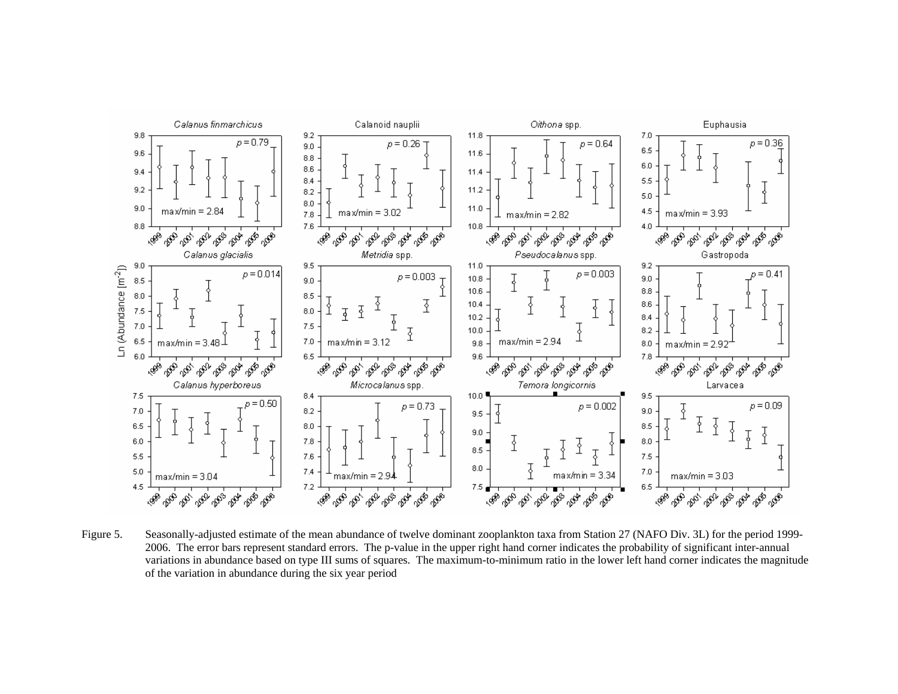Figure 5. Seasonally-adjusted estimate of the mean abundance of twelve dominant zooplankton taxa from Station 27 (NAFO Div. 3L) for the period 1999-2006. The error bars represent standard errors. The p-value in the upper right hand corner indicates the probability of significant inter-annual variations in abundance based on type III sums of squares. The maximum-to-minimum ratio in the lower left hand corner indicates the magnitude of the variation in abundance during the six year period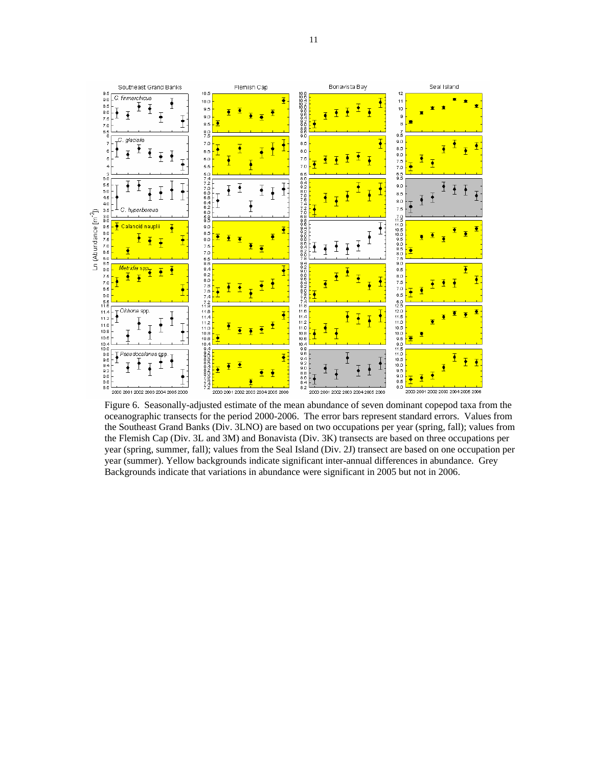Southeast Grand Banks

Flemish Cap

Bonavista Bay

Seal Island

C. finmarchicus

C. glacialis

C. hyperboreus

Calanoid nauplii

Metridia spp.

Oithona spp.

Pseudocalanus spp.

Ln (Abundance [m$^{-2}$])

2000 2001 2002 2003 2004 2005 2006

Figure 6. Seasonally-adjusted estimate of the mean abundance of seven dominant copepod taxa from the oceanographic transects for the period 2000-2006. The error bars represent standard errors. Values from the Southeast Grand Banks (Div. 3LNO) are based on two occupations per year (spring, fall); values from the Flemish Cap (Div. 3L and 3M) and Bonavista (Div. 3K) transects are based on three occupations per year (spring, summer, fall); values from the Seal Island (Div. 2J) transect are based on one occupation per year (summer). Yellow backgrounds indicate significant inter-annual differences in abundance. Grey Backgrounds indicate that variations in abundance were significant in 2005 but not in 2006.